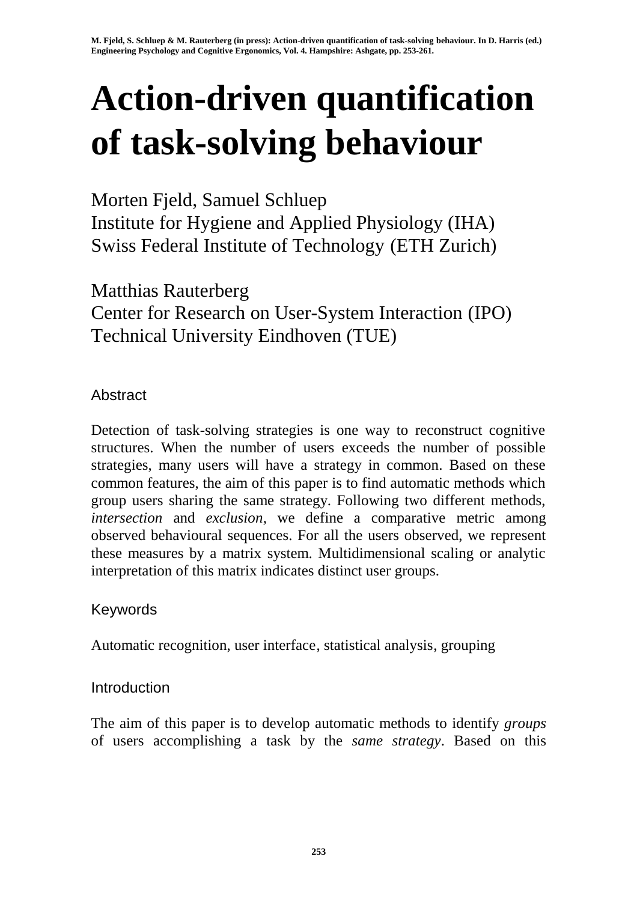M. Fjeld, S. Schluep & M. Rauterberg (in press): Action-driven quantification of task-solving behaviour. In D. Harris (ed.) Engineering Psychology and Cognitive Ergonomics, Vol. 4. Hampshire: Ashgate, pp. 253-261.

# Action-driven quantification of task-solving behaviour

Morten Fjeld, Samuel Schluep
Institute for Hygiene and Applied Physiology (IHA)
Swiss Federal Institute of Technology (ETH Zurich)

Matthias Rauterberg
Center for Research on User-System Interaction (IPO)
Technical University Eindhoven (TUE)

## Abstract

Detection of task-solving strategies is one way to reconstruct cognitive structures. When the number of users exceeds the number of possible strategies, many users will have a strategy in common. Based on these common features, the aim of this paper is to find automatic methods which group users sharing the same strategy. Following two different methods, *intersection* and *exclusion*, we define a comparative metric among observed behavioural sequences. For all the users observed, we represent these measures by a matrix system. Multidimensional scaling or analytic interpretation of this matrix indicates distinct user groups.

## Keywords

Automatic recognition, user interface, statistical analysis, grouping

## Introduction

The aim of this paper is to develop automatic methods to identify *groups* of users accomplishing a task by the *same strategy*. Based on this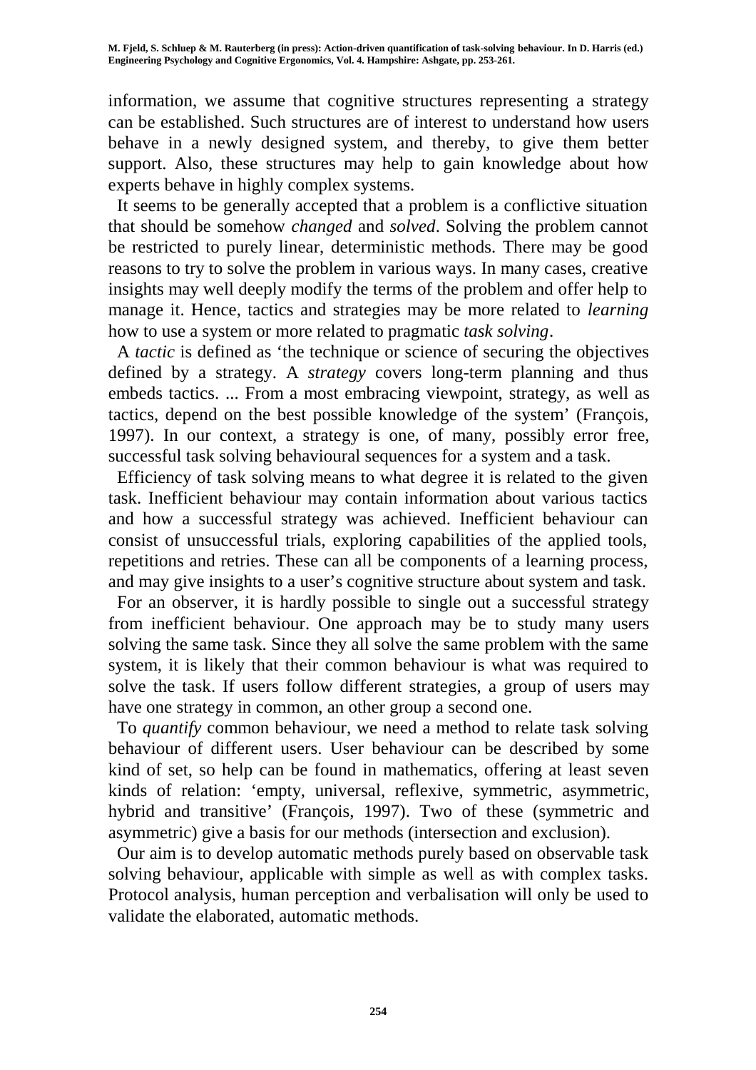information, we assume that cognitive structures representing a strategy can be established. Such structures are of interest to understand how users behave in a newly designed system, and thereby, to give them better support. Also, these structures may help to gain knowledge about how experts behave in highly complex systems.

It seems to be generally accepted that a problem is a conflictive situation that should be somehow *changed* and *solved*. Solving the problem cannot be restricted to purely linear, deterministic methods. There may be good reasons to try to solve the problem in various ways. In many cases, creative insights may well deeply modify the terms of the problem and offer help to manage it. Hence, tactics and strategies may be more related to *learning* how to use a system or more related to pragmatic *task solving*.

A *tactic* is defined as 'the technique or science of securing the objectives defined by a strategy. A *strategy* covers long-term planning and thus embeds tactics. ... From a most embracing viewpoint, strategy, as well as tactics, depend on the best possible knowledge of the system' (François, 1997). In our context, a strategy is one, of many, possibly error free, successful task solving behavioural sequences for a system and a task.

Efficiency of task solving means to what degree it is related to the given task. Inefficient behaviour may contain information about various tactics and how a successful strategy was achieved. Inefficient behaviour can consist of unsuccessful trials, exploring capabilities of the applied tools, repetitions and retries. These can all be components of a learning process, and may give insights to a user's cognitive structure about system and task.

For an observer, it is hardly possible to single out a successful strategy from inefficient behaviour. One approach may be to study many users solving the same task. Since they all solve the same problem with the same system, it is likely that their common behaviour is what was required to solve the task. If users follow different strategies, a group of users may have one strategy in common, an other group a second one.

To *quantify* common behaviour, we need a method to relate task solving behaviour of different users. User behaviour can be described by some kind of set, so help can be found in mathematics, offering at least seven kinds of relation: 'empty, universal, reflexive, symmetric, asymmetric, hybrid and transitive' (François, 1997). Two of these (symmetric and asymmetric) give a basis for our methods (intersection and exclusion).

Our aim is to develop automatic methods purely based on observable task solving behaviour, applicable with simple as well as with complex tasks. Protocol analysis, human perception and verbalisation will only be used to validate the elaborated, automatic methods.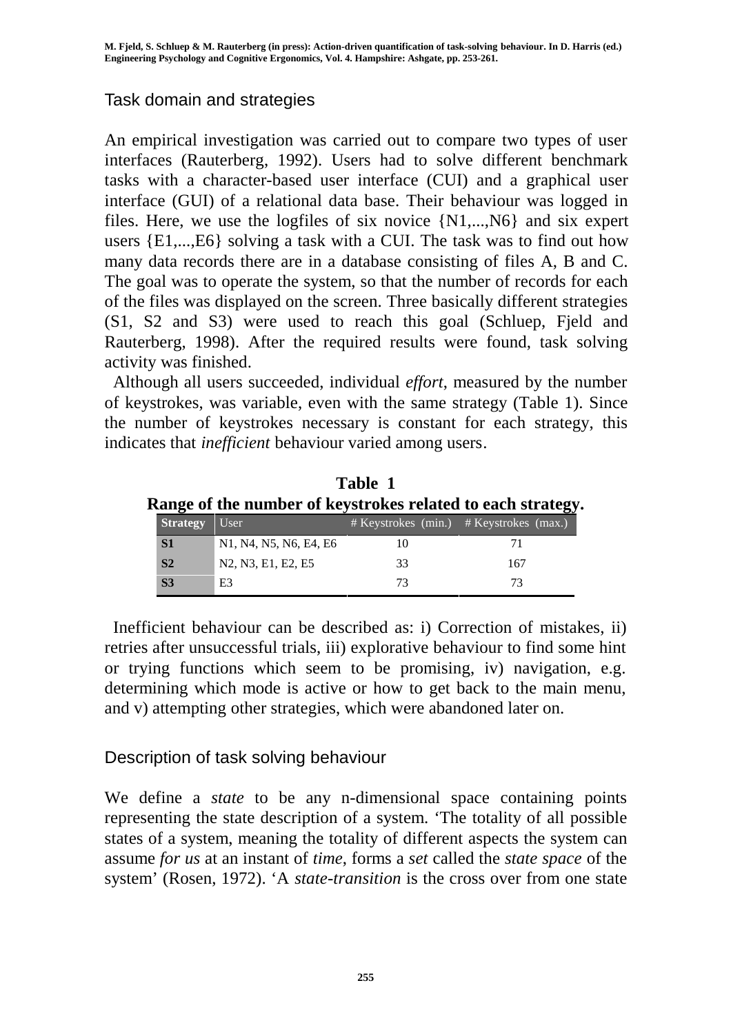## Task domain and strategies

An empirical investigation was carried out to compare two types of user interfaces (Rauterberg, 1992). Users had to solve different benchmark tasks with a character-based user interface (CUI) and a graphical user interface (GUI) of a relational data base. Their behaviour was logged in files. Here, we use the logfiles of six novice {N1,...,N6} and six expert users {E1,...,E6} solving a task with a CUI. The task was to find out how many data records there are in a database consisting of files A, B and C. The goal was to operate the system, so that the number of records for each of the files was displayed on the screen. Three basically different strategies (S1, S2 and S3) were used to reach this goal (Schluep, Fjeld and Rauterberg, 1998). After the required results were found, task solving activity was finished.

Although all users succeeded, individual *effort*, measured by the number of keystrokes, was variable, even with the same strategy (Table 1). Since the number of keystrokes necessary is constant for each strategy, this indicates that *inefficient* behaviour varied among users.

**Table 1**
**Range of the number of keystrokes related to each strategy.**

| Strategy | User | # Keystrokes (min.) | # Keystrokes (max.) |
|---|---|---|---|
| S1 | N1, N4, N5, N6, E4, E6 | 10 | 71 |
| S2 | N2, N3, E1, E2, E5 | 33 | 167 |
| S3 | E3 | 73 | 73 |

Inefficient behaviour can be described as: i) Correction of mistakes, ii) retries after unsuccessful trials, iii) explorative behaviour to find some hint or trying functions which seem to be promising, iv) navigation, e.g. determining which mode is active or how to get back to the main menu, and v) attempting other strategies, which were abandoned later on.

## Description of task solving behaviour

We define a *state* to be any n-dimensional space containing points representing the state description of a system. 'The totality of all possible states of a system, meaning the totality of different aspects the system can assume *for us* at an instant of *time*, forms a *set* called the *state space* of the system' (Rosen, 1972). 'A *state-transition* is the cross over from one state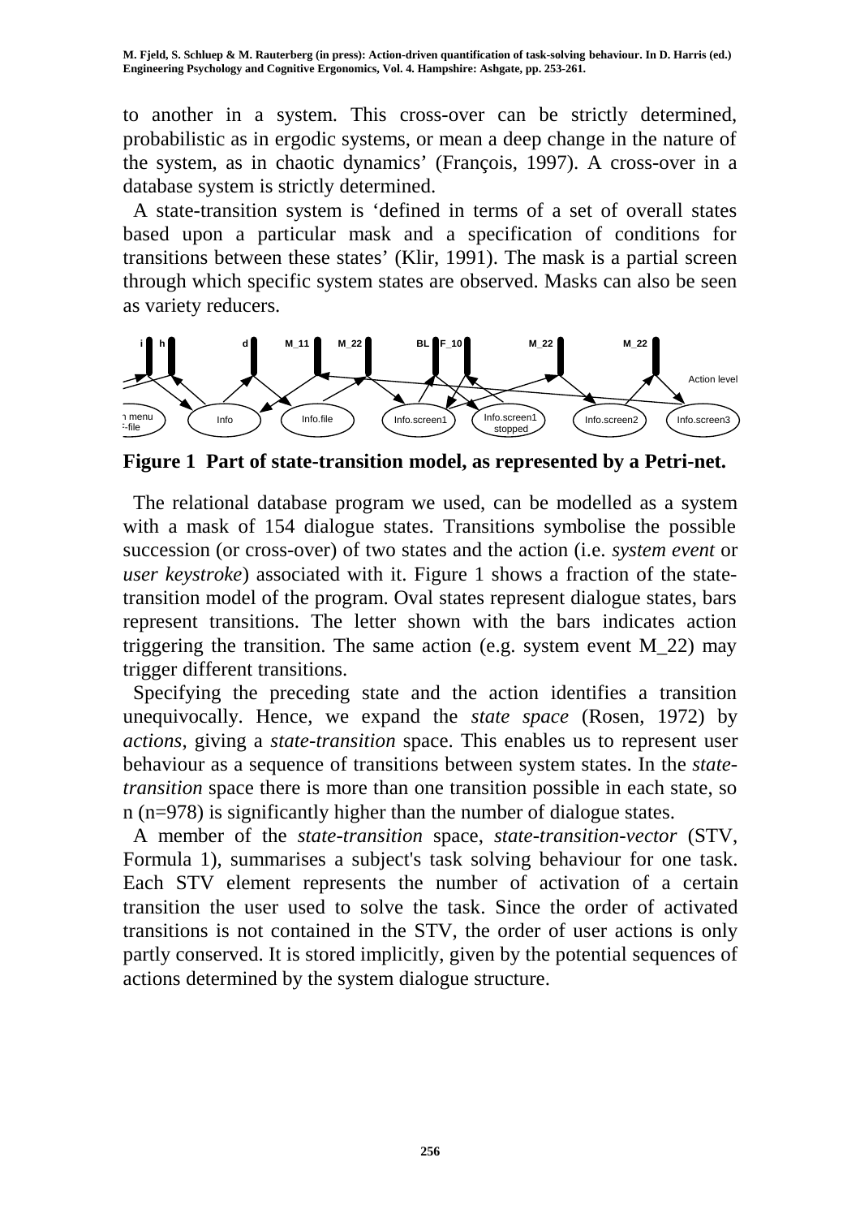to another in a system. This cross-over can be strictly determined, probabilistic as in ergodic systems, or mean a deep change in the nature of the system, as in chaotic dynamics' (François, 1997). A cross-over in a database system is strictly determined.

A state-transition system is 'defined in terms of a set of overall states based upon a particular mask and a specification of conditions for transitions between these states' (Klir, 1991). The mask is a partial screen through which specific system states are observed. Masks can also be seen as variety reducers.

**Figure 1 Part of state-transition model, as represented by a Petri-net.**

The relational database program we used, can be modelled as a system with a mask of 154 dialogue states. Transitions symbolise the possible succession (or cross-over) of two states and the action (i.e. *system event* or *user keystroke*) associated with it. Figure 1 shows a fraction of the state-transition model of the program. Oval states represent dialogue states, bars represent transitions. The letter shown with the bars indicates action triggering the transition. The same action (e.g. system event M_22) may trigger different transitions.

Specifying the preceding state and the action identifies a transition unequivocally. Hence, we expand the *state space* (Rosen, 1972) by *actions*, giving a *state-transition* space. This enables us to represent user behaviour as a sequence of transitions between system states. In the *state-transition* space there is more than one transition possible in each state, so n (n=978) is significantly higher than the number of dialogue states.

A member of the *state-transition* space, *state-transition-vector* (STV, Formula 1), summarises a subject's task solving behaviour for one task. Each STV element represents the number of activation of a certain transition the user used to solve the task. Since the order of activated transitions is not contained in the STV, the order of user actions is only partly conserved. It is stored implicitly, given by the potential sequences of actions determined by the system dialogue structure.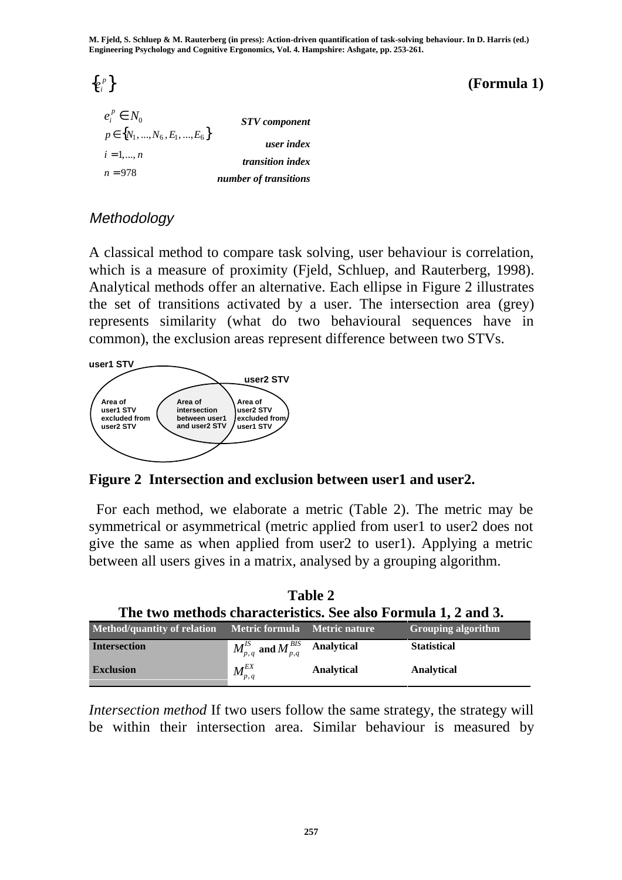$$\left\{e_i^p\right\} \qquad \textbf{(Formula 1)}$$

| | |
|---|---|
| $e_i^p \in N_0$ | *STV component* |
| $p \in \left\{N_1, ..., N_6, E_1, ..., E_6\right\}$ | *user index* |
| $i = 1, ..., n$ | *transition index* |
| $n = 978$ | *number of transitions* |

### *Methodology*

A classical method to compare task solving, user behaviour is correlation, which is a measure of proximity (Fjeld, Schluep, and Rauterberg, 1998). Analytical methods offer an alternative. Each ellipse in Figure 2 illustrates the set of transitions activated by a user. The intersection area (grey) represents similarity (what do two behavioural sequences have in common), the exclusion areas represent difference between two STVs.

user1 STV

user2 STV

Area of user1 STV excluded from user2 STV

Area of intersection between user1 and user2 STV

Area of user2 STV excluded from user1 STV

**Figure 2 Intersection and exclusion between user1 and user2.**

For each method, we elaborate a metric (Table 2). The metric may be symmetrical or asymmetrical (metric applied from user1 to user2 does not give the same as when applied from user2 to user1). Applying a metric between all users gives in a matrix, analysed by a grouping algorithm.

**Table 2**
**The two methods characteristics. See also Formula 1, 2 and 3.**

| Method/quantity of relation | Metric formula | Metric nature | Grouping algorithm |
|---|---|---|---|
| **Intersection** | $M_{p,q}^{IS}$ **and** $M_{p,q}^{BIS}$ | **Analytical** | **Statistical** |
| **Exclusion** | $M_{p,q}^{EX}$ | **Analytical** | **Analytical** |

*Intersection method* If two users follow the same strategy, the strategy will be within their intersection area. Similar behaviour is measured by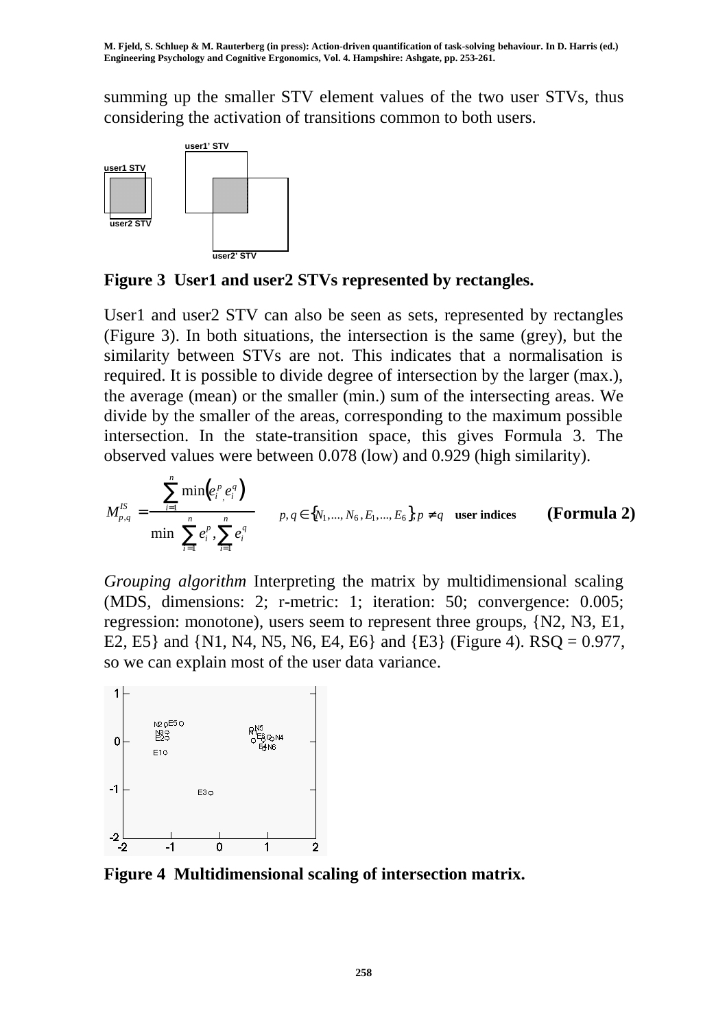summing up the smaller STV element values of the two user STVs, thus considering the activation of transitions common to both users.

**Figure 3 User1 and user2 STVs represented by rectangles.**

User1 and user2 STV can also be seen as sets, represented by rectangles (Figure 3). In both situations, the intersection is the same (grey), but the similarity between STVs are not. This indicates that a normalisation is required. It is possible to divide degree of intersection by the larger (max.), the average (mean) or the smaller (min.) sum of the intersecting areas. We divide by the smaller of the areas, corresponding to the maximum possible intersection. In the state-transition space, this gives Formula 3. The observed values were between 0.078 (low) and 0.929 (high similarity).

$$M_{p,q}^{IS} = \frac{\sum_{i=1}^{n} \min\left(e_i^p, e_i^q\right)}{\min\left(\sum_{i=1}^{n} e_i^p, \sum_{i=1}^{n} e_i^q\right)} \quad p, q \in \{N_1, ..., N_6, E_1, ..., E_6\}; p \neq q \quad \textbf{user indices} \qquad \textbf{(Formula 2)}$$

*Grouping algorithm* Interpreting the matrix by multidimensional scaling (MDS, dimensions: 2; r-metric: 1; iteration: 50; convergence: 0.005; regression: monotone), users seem to represent three groups, {N2, N3, E1, E2, E5} and {N1, N4, N5, N6, E4, E6} and {E3} (Figure 4). RSQ = 0.977, so we can explain most of the user data variance.

**Figure 4 Multidimensional scaling of intersection matrix.**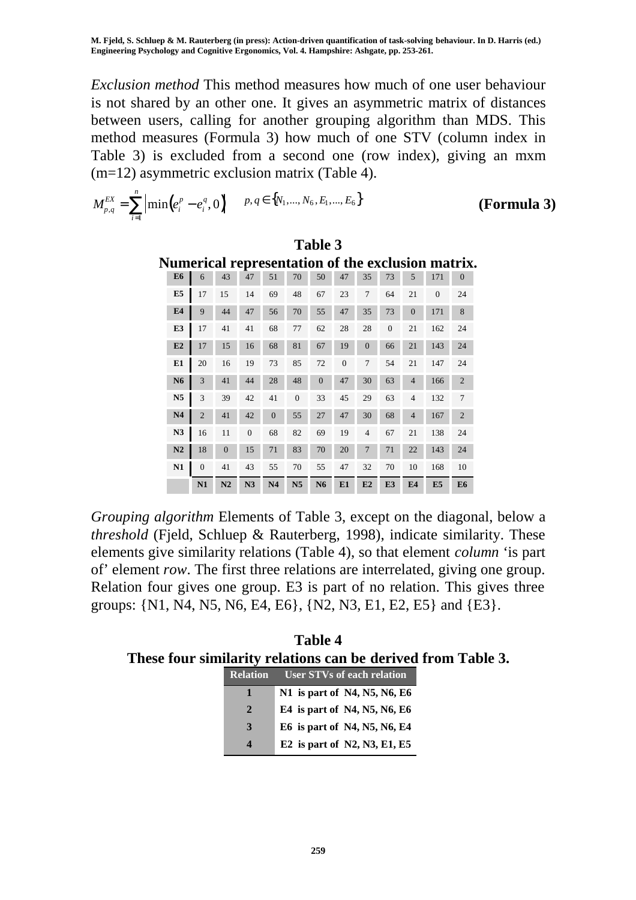*Exclusion method* This method measures how much of one user behaviour is not shared by an other one. It gives an asymmetric matrix of distances between users, calling for another grouping algorithm than MDS. This method measures (Formula 3) how much of one STV (column index in Table 3) is excluded from a second one (row index), giving an mxm (m=12) asymmetric exclusion matrix (Table 4).

$$M_{p,q}^{EX} = \sum_{i=1}^{n} \left| \min\left(e_i^p - e_i^q, 0\right) \right| \qquad p,q \in \{N_1, ..., N_6, E_1, ..., E_6\} \qquad \textbf{(Formula 3)}$$

**Table 3**
**Numerical representation of the exclusion matrix.**

| | N1 | N2 | N3 | N4 | N5 | N6 | E1 | E2 | E3 | E4 | E5 | E6 |
|---|---|---|---|---|---|---|---|---|---|---|---|---|
| **E6** | 6 | 43 | 47 | 51 | 70 | 50 | 47 | 35 | 73 | 5 | 171 | 0 |
| **E5** | 17 | 15 | 14 | 69 | 48 | 67 | 23 | 7 | 64 | 21 | 0 | 24 |
| **E4** | 9 | 44 | 47 | 56 | 70 | 55 | 47 | 35 | 73 | 0 | 171 | 8 |
| **E3** | 17 | 41 | 41 | 68 | 77 | 62 | 28 | 28 | 0 | 21 | 162 | 24 |
| **E2** | 17 | 15 | 16 | 68 | 81 | 67 | 19 | 0 | 66 | 21 | 143 | 24 |
| **E1** | 20 | 16 | 19 | 73 | 85 | 72 | 0 | 7 | 54 | 21 | 147 | 24 |
| **N6** | 3 | 41 | 44 | 28 | 48 | 0 | 47 | 30 | 63 | 4 | 166 | 2 |
| **N5** | 3 | 39 | 42 | 41 | 0 | 33 | 45 | 29 | 63 | 4 | 132 | 7 |
| **N4** | 2 | 41 | 42 | 0 | 55 | 27 | 47 | 30 | 68 | 4 | 167 | 2 |
| **N3** | 16 | 11 | 0 | 68 | 82 | 69 | 19 | 4 | 67 | 21 | 138 | 24 |
| **N2** | 18 | 0 | 15 | 71 | 83 | 70 | 20 | 7 | 71 | 22 | 143 | 24 |
| **N1** | 0 | 41 | 43 | 55 | 70 | 55 | 47 | 32 | 70 | 10 | 168 | 10 |

*Grouping algorithm* Elements of Table 3, except on the diagonal, below a *threshold* (Fjeld, Schluep & Rauterberg, 1998), indicate similarity. These elements give similarity relations (Table 4), so that element *column* 'is part of' element *row*. The first three relations are interrelated, giving one group. Relation four gives one group. E3 is part of no relation. This gives three groups: {N1, N4, N5, N6, E4, E6}, {N2, N3, E1, E2, E5} and {E3}.

**Table 4**
**These four similarity relations can be derived from Table 3.**

| Relation | User STVs of each relation |
|---|---|
| **1** | **N1 is part of N4, N5, N6, E6** |
| **2** | **E4 is part of N4, N5, N6, E6** |
| **3** | **E6 is part of N4, N5, N6, E4** |
| **4** | **E2 is part of N2, N3, E1, E5** |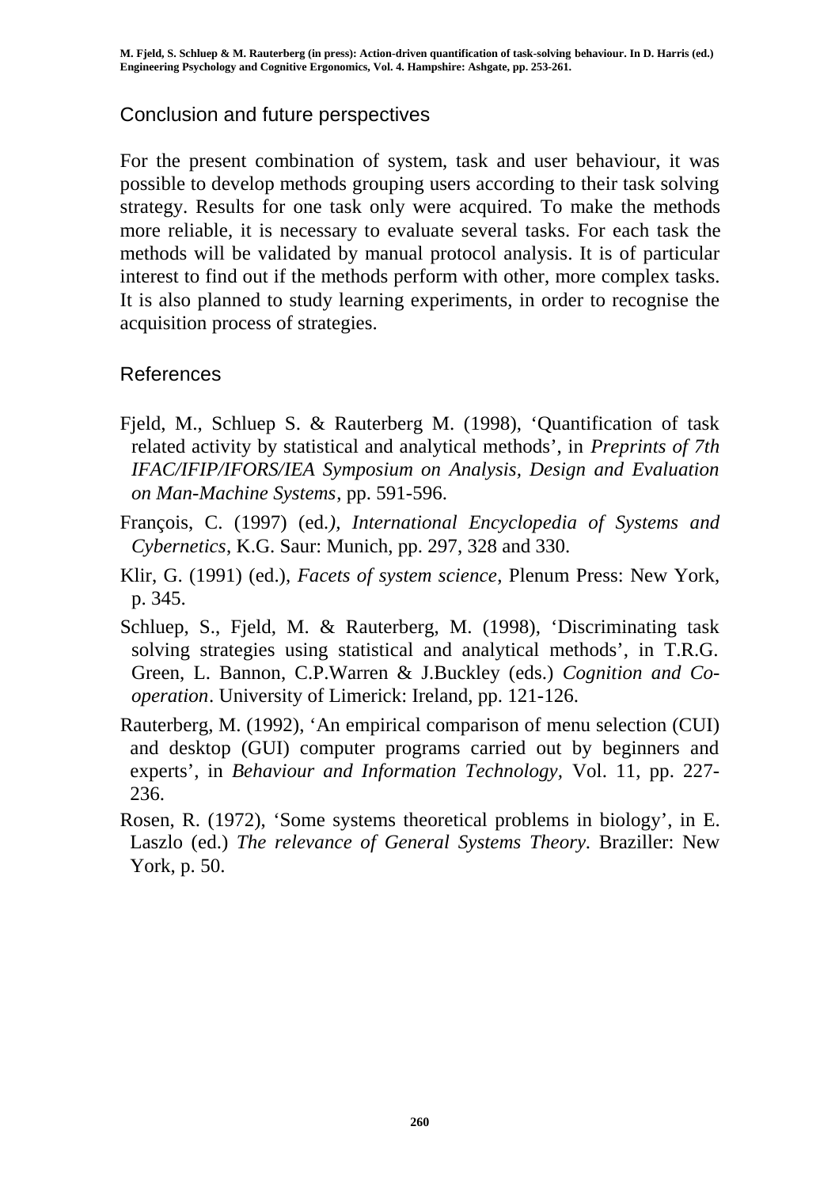## Conclusion and future perspectives

For the present combination of system, task and user behaviour, it was possible to develop methods grouping users according to their task solving strategy. Results for one task only were acquired. To make the methods more reliable, it is necessary to evaluate several tasks. For each task the methods will be validated by manual protocol analysis. It is of particular interest to find out if the methods perform with other, more complex tasks. It is also planned to study learning experiments, in order to recognise the acquisition process of strategies.

## References

Fjeld, M., Schluep S. & Rauterberg M. (1998), 'Quantification of task related activity by statistical and analytical methods', in *Preprints of 7th IFAC/IFIP/IFORS/IEA Symposium on Analysis, Design and Evaluation on Man-Machine Systems*, pp. 591-596.

François, C. (1997) (ed.*), International Encyclopedia of Systems and Cybernetics*, K.G. Saur: Munich, pp. 297, 328 and 330.

Klir, G. (1991) (ed.), *Facets of system science*, Plenum Press: New York, p. 345.

Schluep, S., Fjeld, M. & Rauterberg, M. (1998), 'Discriminating task solving strategies using statistical and analytical methods', in T.R.G. Green, L. Bannon, C.P.Warren & J.Buckley (eds.) *Cognition and Co-operation*. University of Limerick: Ireland, pp. 121-126.

Rauterberg, M. (1992), 'An empirical comparison of menu selection (CUI) and desktop (GUI) computer programs carried out by beginners and experts', in *Behaviour and Information Technology,* Vol. 11, pp. 227-236.

Rosen, R. (1972), 'Some systems theoretical problems in biology', in E. Laszlo (ed.) *The relevance of General Systems Theory*. Braziller: New York, p. 50.